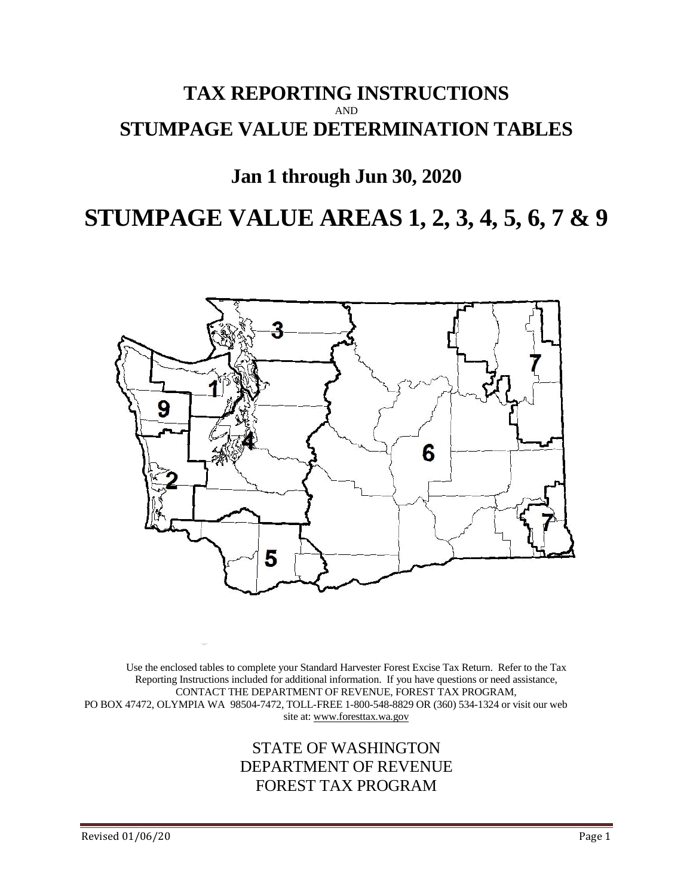# TAX REPORTING INSTRUCTIONS

AND

# STUMPAGE VALUE DETERMINATION TABLES

## Jan 1 through Jun 30, 2020

# STUMPAGE VALUE AREAS 1, 2, 3, 4, 5, 6, 7 & 9

Use the enclosed tables to complete your Standard Harvester Forest Excise Tax Return. Refer to the Tax Reporting Instructions included for additional information. If you have questions or need assistance, CONTACT THE DEPARTMENT OF REVENUE, FOREST TAX PROGRAM, PO BOX 47472, OLYMPIA WA 98504-7472, TOLL-FREE 1-800-548-8829 OR (360) 534-1324 or visit our web site at: www.foresttax.wa.gov

STATE OF WASHINGTON
DEPARTMENT OF REVENUE
FOREST TAX PROGRAM

Revised 01/06/20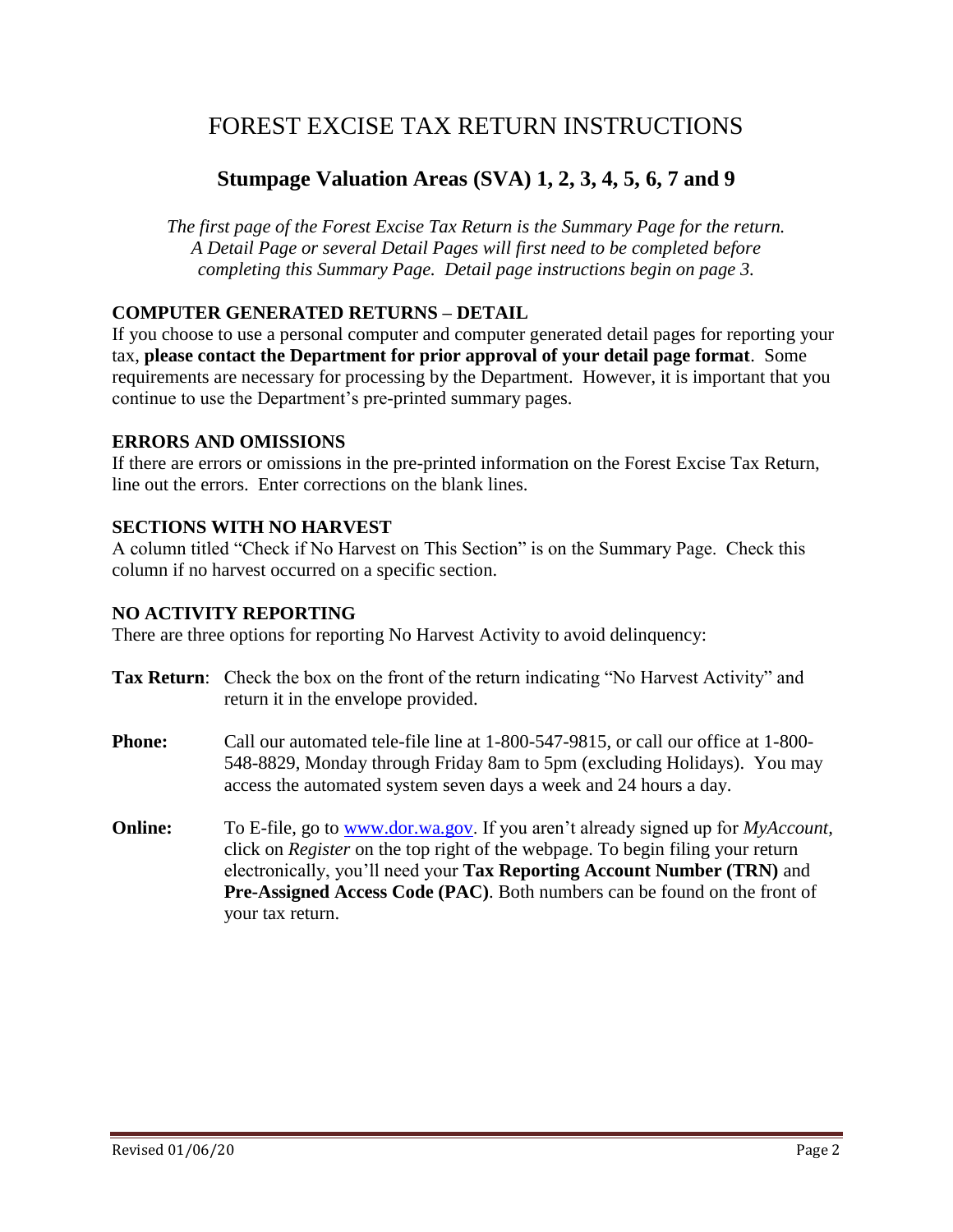# FOREST EXCISE TAX RETURN INSTRUCTIONS

## Stumpage Valuation Areas (SVA) 1, 2, 3, 4, 5, 6, 7 and 9

*The first page of the Forest Excise Tax Return is the Summary Page for the return. A Detail Page or several Detail Pages will first need to be completed before completing this Summary Page. Detail page instructions begin on page 3.*

### COMPUTER GENERATED RETURNS – DETAIL

If you choose to use a personal computer and computer generated detail pages for reporting your tax, **please contact the Department for prior approval of your detail page format**. Some requirements are necessary for processing by the Department. However, it is important that you continue to use the Department's pre-printed summary pages.

### ERRORS AND OMISSIONS

If there are errors or omissions in the pre-printed information on the Forest Excise Tax Return, line out the errors. Enter corrections on the blank lines.

### SECTIONS WITH NO HARVEST

A column titled "Check if No Harvest on This Section" is on the Summary Page. Check this column if no harvest occurred on a specific section.

### NO ACTIVITY REPORTING

There are three options for reporting No Harvest Activity to avoid delinquency:

**Tax Return**: Check the box on the front of the return indicating "No Harvest Activity" and return it in the envelope provided.

**Phone:** Call our automated tele-file line at 1-800-547-9815, or call our office at 1-800-548-8829, Monday through Friday 8am to 5pm (excluding Holidays). You may access the automated system seven days a week and 24 hours a day.

**Online:** To E-file, go to www.dor.wa.gov. If you aren't already signed up for *MyAccount*, click on *Register* on the top right of the webpage. To begin filing your return electronically, you'll need your **Tax Reporting Account Number (TRN)** and **Pre-Assigned Access Code (PAC)**. Both numbers can be found on the front of your tax return.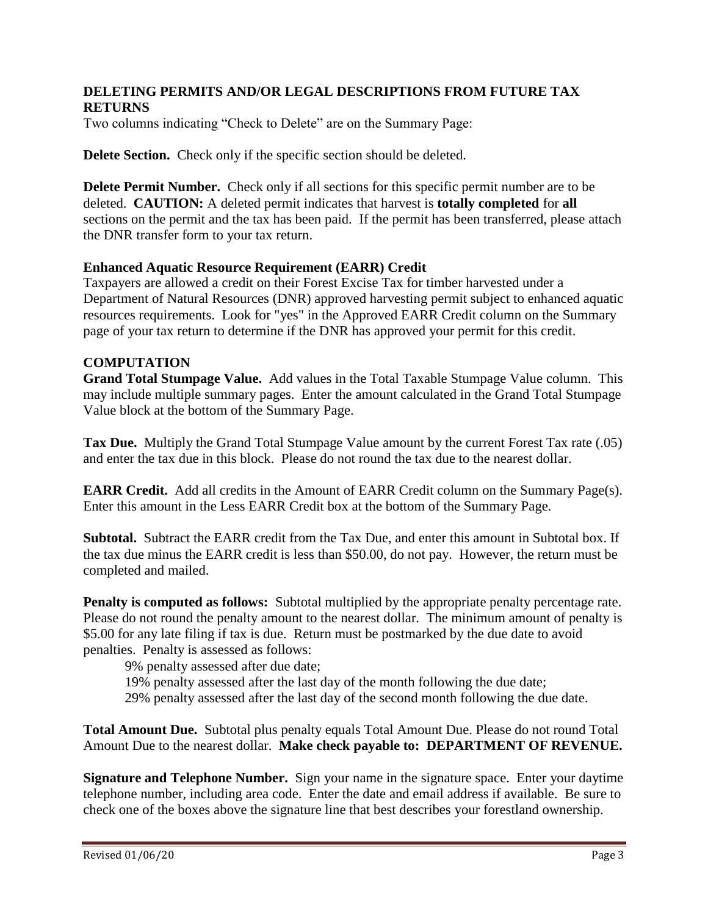## DELETING PERMITS AND/OR LEGAL DESCRIPTIONS FROM FUTURE TAX RETURNS

Two columns indicating "Check to Delete" are on the Summary Page:

**Delete Section.** Check only if the specific section should be deleted.

**Delete Permit Number.** Check only if all sections for this specific permit number are to be deleted. **CAUTION:** A deleted permit indicates that harvest is **totally completed** for **all** sections on the permit and the tax has been paid. If the permit has been transferred, please attach the DNR transfer form to your tax return.

## Enhanced Aquatic Resource Requirement (EARR) Credit

Taxpayers are allowed a credit on their Forest Excise Tax for timber harvested under a Department of Natural Resources (DNR) approved harvesting permit subject to enhanced aquatic resources requirements. Look for "yes" in the Approved EARR Credit column on the Summary page of your tax return to determine if the DNR has approved your permit for this credit.

## COMPUTATION

**Grand Total Stumpage Value.** Add values in the Total Taxable Stumpage Value column. This may include multiple summary pages. Enter the amount calculated in the Grand Total Stumpage Value block at the bottom of the Summary Page.

**Tax Due.** Multiply the Grand Total Stumpage Value amount by the current Forest Tax rate (.05) and enter the tax due in this block. Please do not round the tax due to the nearest dollar.

**EARR Credit.** Add all credits in the Amount of EARR Credit column on the Summary Page(s). Enter this amount in the Less EARR Credit box at the bottom of the Summary Page.

**Subtotal.** Subtract the EARR credit from the Tax Due, and enter this amount in Subtotal box. If the tax due minus the EARR credit is less than $50.00, do not pay. However, the return must be completed and mailed.

**Penalty is computed as follows:** Subtotal multiplied by the appropriate penalty percentage rate. Please do not round the penalty amount to the nearest dollar. The minimum amount of penalty is $5.00 for any late filing if tax is due. Return must be postmarked by the due date to avoid penalties. Penalty is assessed as follows:

- 9% penalty assessed after due date;
- 19% penalty assessed after the last day of the month following the due date;
- 29% penalty assessed after the last day of the second month following the due date.

**Total Amount Due.** Subtotal plus penalty equals Total Amount Due. Please do not round Total Amount Due to the nearest dollar. **Make check payable to: DEPARTMENT OF REVENUE.**

**Signature and Telephone Number.** Sign your name in the signature space. Enter your daytime telephone number, including area code. Enter the date and email address if available. Be sure to check one of the boxes above the signature line that best describes your forestland ownership.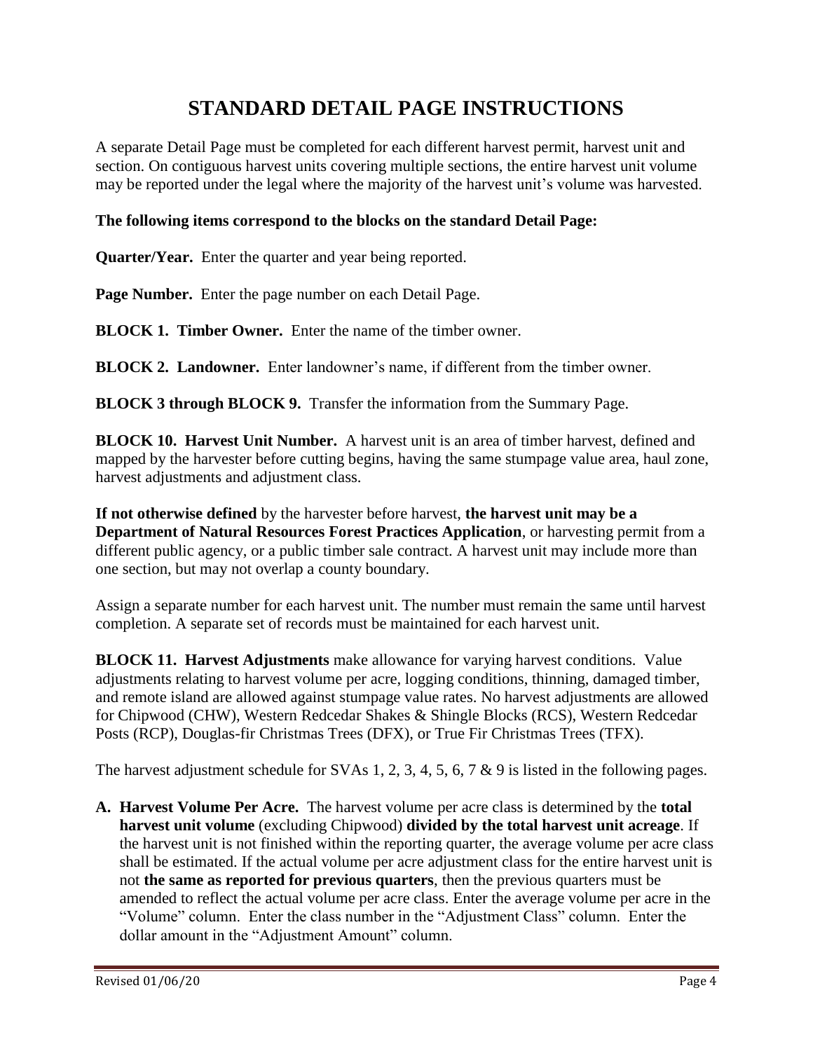# STANDARD DETAIL PAGE INSTRUCTIONS

A separate Detail Page must be completed for each different harvest permit, harvest unit and section. On contiguous harvest units covering multiple sections, the entire harvest unit volume may be reported under the legal where the majority of the harvest unit's volume was harvested.

**The following items correspond to the blocks on the standard Detail Page:**

**Quarter/Year.** Enter the quarter and year being reported.

**Page Number.** Enter the page number on each Detail Page.

**BLOCK 1. Timber Owner.** Enter the name of the timber owner.

**BLOCK 2. Landowner.** Enter landowner's name, if different from the timber owner.

**BLOCK 3 through BLOCK 9.** Transfer the information from the Summary Page.

**BLOCK 10. Harvest Unit Number.** A harvest unit is an area of timber harvest, defined and mapped by the harvester before cutting begins, having the same stumpage value area, haul zone, harvest adjustments and adjustment class.

**If not otherwise defined** by the harvester before harvest, **the harvest unit may be a Department of Natural Resources Forest Practices Application**, or harvesting permit from a different public agency, or a public timber sale contract. A harvest unit may include more than one section, but may not overlap a county boundary.

Assign a separate number for each harvest unit. The number must remain the same until harvest completion. A separate set of records must be maintained for each harvest unit.

**BLOCK 11. Harvest Adjustments** make allowance for varying harvest conditions. Value adjustments relating to harvest volume per acre, logging conditions, thinning, damaged timber, and remote island are allowed against stumpage value rates. No harvest adjustments are allowed for Chipwood (CHW), Western Redcedar Shakes & Shingle Blocks (RCS), Western Redcedar Posts (RCP), Douglas-fir Christmas Trees (DFX), or True Fir Christmas Trees (TFX).

The harvest adjustment schedule for SVAs 1, 2, 3, 4, 5, 6, 7 & 9 is listed in the following pages.

**A. Harvest Volume Per Acre.** The harvest volume per acre class is determined by the **total harvest unit volume** (excluding Chipwood) **divided by the total harvest unit acreage**. If the harvest unit is not finished within the reporting quarter, the average volume per acre class shall be estimated. If the actual volume per acre adjustment class for the entire harvest unit is not **the same as reported for previous quarters**, then the previous quarters must be amended to reflect the actual volume per acre class. Enter the average volume per acre in the "Volume" column. Enter the class number in the "Adjustment Class" column. Enter the dollar amount in the "Adjustment Amount" column.

Revised 01/06/20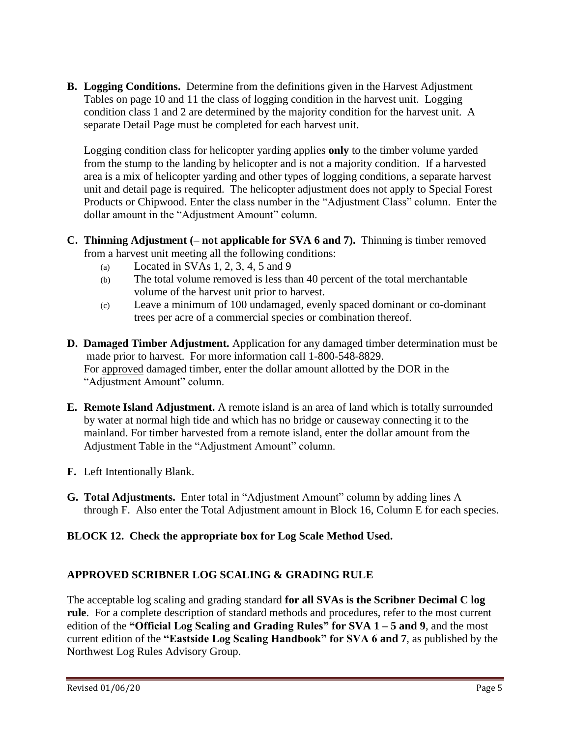**B. Logging Conditions.** Determine from the definitions given in the Harvest Adjustment Tables on page 10 and 11 the class of logging condition in the harvest unit. Logging condition class 1 and 2 are determined by the majority condition for the harvest unit. A separate Detail Page must be completed for each harvest unit.

Logging condition class for helicopter yarding applies **only** to the timber volume yarded from the stump to the landing by helicopter and is not a majority condition. If a harvested area is a mix of helicopter yarding and other types of logging conditions, a separate harvest unit and detail page is required. The helicopter adjustment does not apply to Special Forest Products or Chipwood. Enter the class number in the "Adjustment Class" column. Enter the dollar amount in the "Adjustment Amount" column.

**C. Thinning Adjustment (– not applicable for SVA 6 and 7).** Thinning is timber removed from a harvest unit meeting all the following conditions:

- (a) Located in SVAs 1, 2, 3, 4, 5 and 9
- (b) The total volume removed is less than 40 percent of the total merchantable volume of the harvest unit prior to harvest.
- (c) Leave a minimum of 100 undamaged, evenly spaced dominant or co-dominant trees per acre of a commercial species or combination thereof.

**D. Damaged Timber Adjustment.** Application for any damaged timber determination must be made prior to harvest. For more information call 1-800-548-8829.
For approved damaged timber, enter the dollar amount allotted by the DOR in the "Adjustment Amount" column.

**E. Remote Island Adjustment.** A remote island is an area of land which is totally surrounded by water at normal high tide and which has no bridge or causeway connecting it to the mainland. For timber harvested from a remote island, enter the dollar amount from the Adjustment Table in the "Adjustment Amount" column.

**F.** Left Intentionally Blank.

**G. Total Adjustments.** Enter total in "Adjustment Amount" column by adding lines A through F. Also enter the Total Adjustment amount in Block 16, Column E for each species.

**BLOCK 12. Check the appropriate box for Log Scale Method Used.**

**APPROVED SCRIBNER LOG SCALING & GRADING RULE**

The acceptable log scaling and grading standard **for all SVAs is the Scribner Decimal C log rule**. For a complete description of standard methods and procedures, refer to the most current edition of the **"Official Log Scaling and Grading Rules" for SVA 1 – 5 and 9**, and the most current edition of the **"Eastside Log Scaling Handbook" for SVA 6 and 7**, as published by the Northwest Log Rules Advisory Group.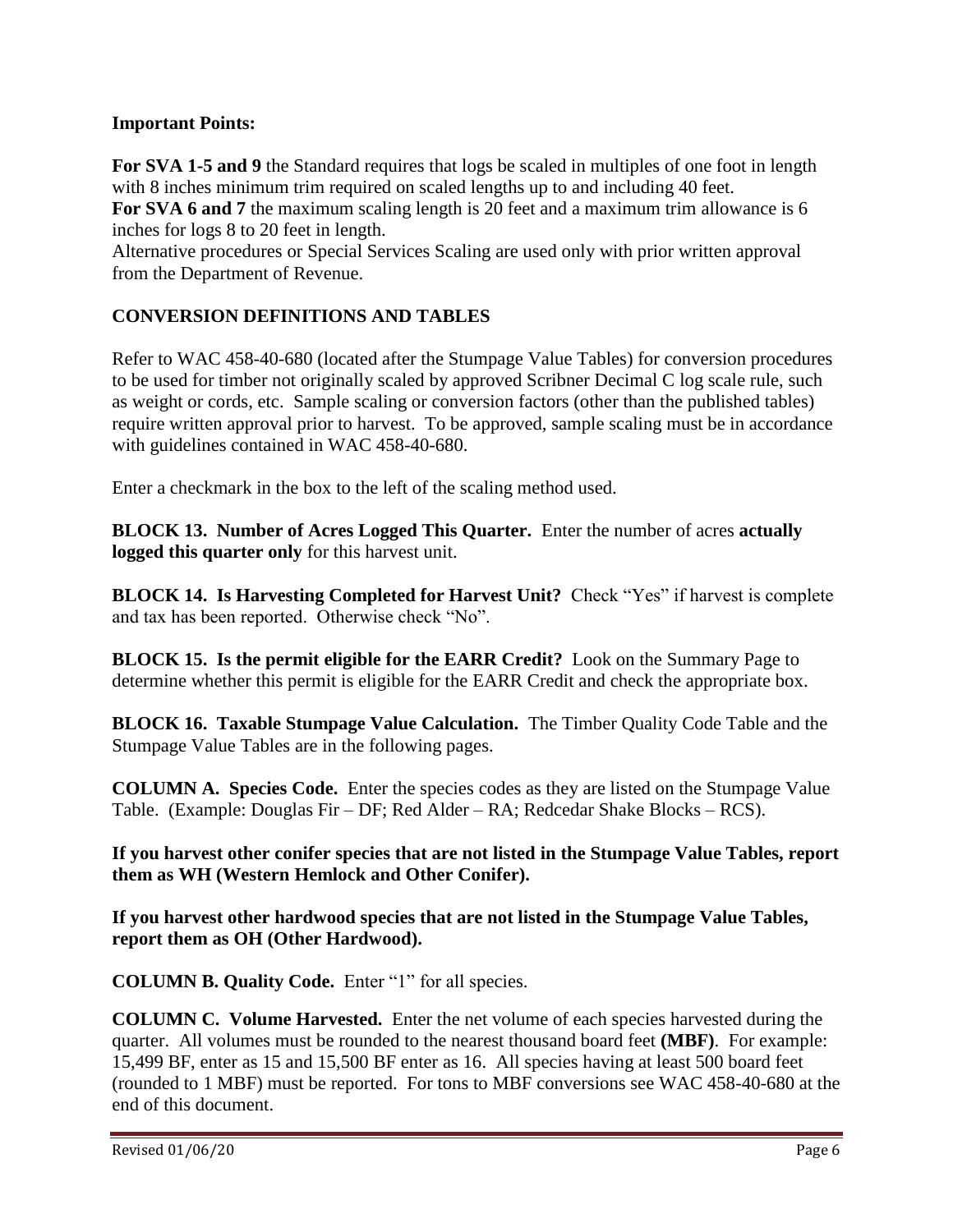**Important Points:**

**For SVA 1-5 and 9** the Standard requires that logs be scaled in multiples of one foot in length with 8 inches minimum trim required on scaled lengths up to and including 40 feet.
**For SVA 6 and 7** the maximum scaling length is 20 feet and a maximum trim allowance is 6 inches for logs 8 to 20 feet in length.
Alternative procedures or Special Services Scaling are used only with prior written approval from the Department of Revenue.

## CONVERSION DEFINITIONS AND TABLES

Refer to WAC 458-40-680 (located after the Stumpage Value Tables) for conversion procedures to be used for timber not originally scaled by approved Scribner Decimal C log scale rule, such as weight or cords, etc. Sample scaling or conversion factors (other than the published tables) require written approval prior to harvest. To be approved, sample scaling must be in accordance with guidelines contained in WAC 458-40-680.

Enter a checkmark in the box to the left of the scaling method used.

**BLOCK 13. Number of Acres Logged This Quarter.** Enter the number of acres **actually logged this quarter only** for this harvest unit.

**BLOCK 14. Is Harvesting Completed for Harvest Unit?** Check "Yes" if harvest is complete and tax has been reported. Otherwise check "No".

**BLOCK 15. Is the permit eligible for the EARR Credit?** Look on the Summary Page to determine whether this permit is eligible for the EARR Credit and check the appropriate box.

**BLOCK 16. Taxable Stumpage Value Calculation.** The Timber Quality Code Table and the Stumpage Value Tables are in the following pages.

**COLUMN A. Species Code.** Enter the species codes as they are listed on the Stumpage Value Table. (Example: Douglas Fir – DF; Red Alder – RA; Redcedar Shake Blocks – RCS).

**If you harvest other conifer species that are not listed in the Stumpage Value Tables, report them as WH (Western Hemlock and Other Conifer).**

**If you harvest other hardwood species that are not listed in the Stumpage Value Tables, report them as OH (Other Hardwood).**

**COLUMN B. Quality Code.** Enter "1" for all species.

**COLUMN C. Volume Harvested.** Enter the net volume of each species harvested during the quarter. All volumes must be rounded to the nearest thousand board feet **(MBF)**. For example: 15,499 BF, enter as 15 and 15,500 BF enter as 16. All species having at least 500 board feet (rounded to 1 MBF) must be reported. For tons to MBF conversions see WAC 458-40-680 at the end of this document.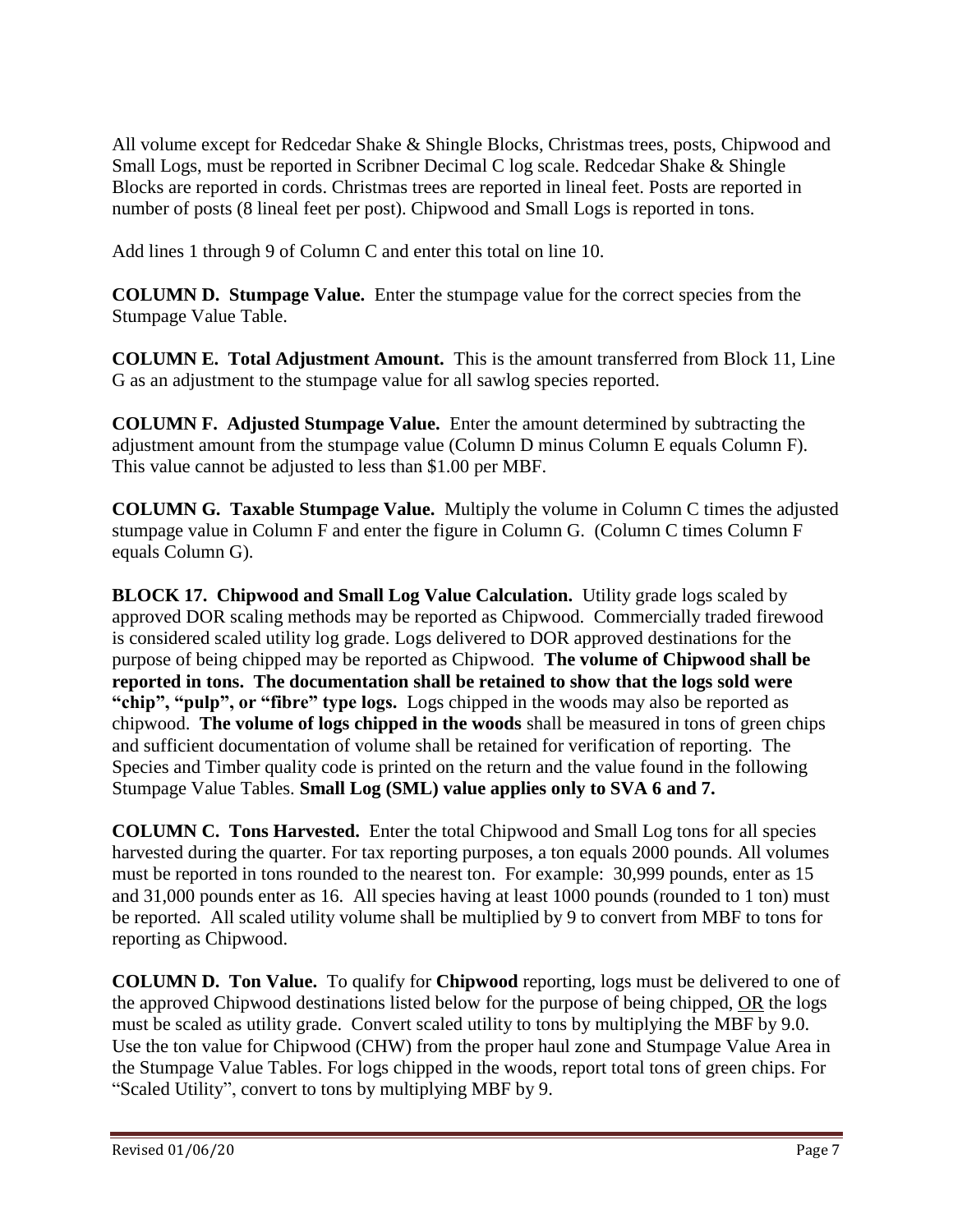All volume except for Redcedar Shake & Shingle Blocks, Christmas trees, posts, Chipwood and Small Logs, must be reported in Scribner Decimal C log scale. Redcedar Shake & Shingle Blocks are reported in cords. Christmas trees are reported in lineal feet. Posts are reported in number of posts (8 lineal feet per post). Chipwood and Small Logs is reported in tons.

Add lines 1 through 9 of Column C and enter this total on line 10.

**COLUMN D. Stumpage Value.** Enter the stumpage value for the correct species from the Stumpage Value Table.

**COLUMN E. Total Adjustment Amount.** This is the amount transferred from Block 11, Line G as an adjustment to the stumpage value for all sawlog species reported.

**COLUMN F. Adjusted Stumpage Value.** Enter the amount determined by subtracting the adjustment amount from the stumpage value (Column D minus Column E equals Column F). This value cannot be adjusted to less than $1.00 per MBF.

**COLUMN G. Taxable Stumpage Value.** Multiply the volume in Column C times the adjusted stumpage value in Column F and enter the figure in Column G. (Column C times Column F equals Column G).

**BLOCK 17. Chipwood and Small Log Value Calculation.** Utility grade logs scaled by approved DOR scaling methods may be reported as Chipwood. Commercially traded firewood is considered scaled utility log grade. Logs delivered to DOR approved destinations for the purpose of being chipped may be reported as Chipwood. **The volume of Chipwood shall be reported in tons. The documentation shall be retained to show that the logs sold were "chip", "pulp", or "fibre" type logs.** Logs chipped in the woods may also be reported as chipwood. **The volume of logs chipped in the woods** shall be measured in tons of green chips and sufficient documentation of volume shall be retained for verification of reporting. The Species and Timber quality code is printed on the return and the value found in the following Stumpage Value Tables. **Small Log (SML) value applies only to SVA 6 and 7.**

**COLUMN C. Tons Harvested.** Enter the total Chipwood and Small Log tons for all species harvested during the quarter. For tax reporting purposes, a ton equals 2000 pounds. All volumes must be reported in tons rounded to the nearest ton. For example: 30,999 pounds, enter as 15 and 31,000 pounds enter as 16. All species having at least 1000 pounds (rounded to 1 ton) must be reported. All scaled utility volume shall be multiplied by 9 to convert from MBF to tons for reporting as Chipwood.

**COLUMN D. Ton Value.** To qualify for **Chipwood** reporting, logs must be delivered to one of the approved Chipwood destinations listed below for the purpose of being chipped, <u>OR</u> the logs must be scaled as utility grade. Convert scaled utility to tons by multiplying the MBF by 9.0. Use the ton value for Chipwood (CHW) from the proper haul zone and Stumpage Value Area in the Stumpage Value Tables. For logs chipped in the woods, report total tons of green chips. For "Scaled Utility", convert to tons by multiplying MBF by 9.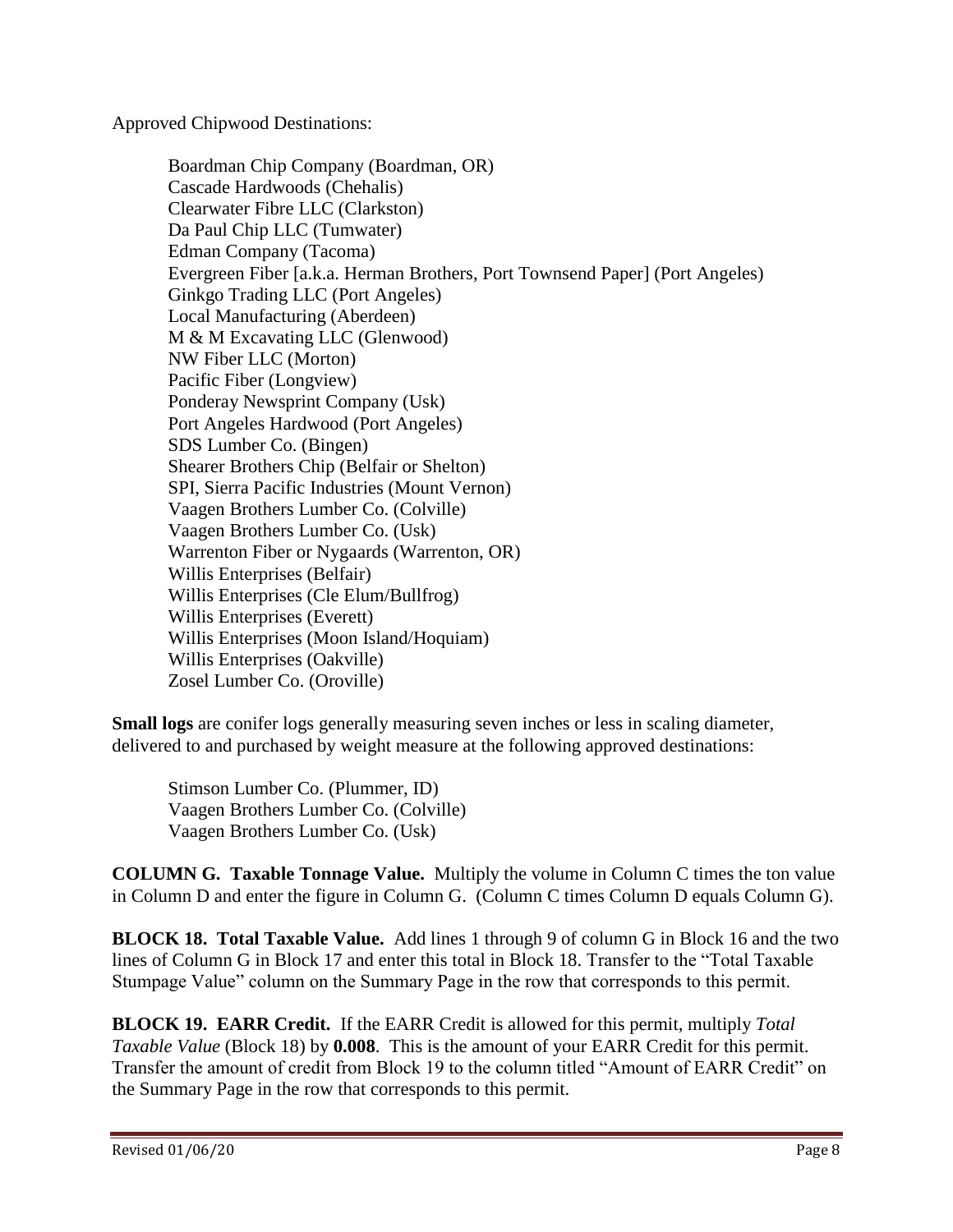Approved Chipwood Destinations:

- Boardman Chip Company (Boardman, OR)
- Cascade Hardwoods (Chehalis)
- Clearwater Fibre LLC (Clarkston)
- Da Paul Chip LLC (Tumwater)
- Edman Company (Tacoma)
- Evergreen Fiber [a.k.a. Herman Brothers, Port Townsend Paper] (Port Angeles)
- Ginkgo Trading LLC (Port Angeles)
- Local Manufacturing (Aberdeen)
- M & M Excavating LLC (Glenwood)
- NW Fiber LLC (Morton)
- Pacific Fiber (Longview)
- Ponderay Newsprint Company (Usk)
- Port Angeles Hardwood (Port Angeles)
- SDS Lumber Co. (Bingen)
- Shearer Brothers Chip (Belfair or Shelton)
- SPI, Sierra Pacific Industries (Mount Vernon)
- Vaagen Brothers Lumber Co. (Colville)
- Vaagen Brothers Lumber Co. (Usk)
- Warrenton Fiber or Nygaards (Warrenton, OR)
- Willis Enterprises (Belfair)
- Willis Enterprises (Cle Elum/Bullfrog)
- Willis Enterprises (Everett)
- Willis Enterprises (Moon Island/Hoquiam)
- Willis Enterprises (Oakville)
- Zosel Lumber Co. (Oroville)

**Small logs** are conifer logs generally measuring seven inches or less in scaling diameter, delivered to and purchased by weight measure at the following approved destinations:

- Stimson Lumber Co. (Plummer, ID)
- Vaagen Brothers Lumber Co. (Colville)
- Vaagen Brothers Lumber Co. (Usk)

**COLUMN G. Taxable Tonnage Value.** Multiply the volume in Column C times the ton value in Column D and enter the figure in Column G. (Column C times Column D equals Column G).

**BLOCK 18. Total Taxable Value.** Add lines 1 through 9 of column G in Block 16 and the two lines of Column G in Block 17 and enter this total in Block 18. Transfer to the "Total Taxable Stumpage Value" column on the Summary Page in the row that corresponds to this permit.

**BLOCK 19. EARR Credit.** If the EARR Credit is allowed for this permit, multiply *Total Taxable Value* (Block 18) by **0.008**. This is the amount of your EARR Credit for this permit. Transfer the amount of credit from Block 19 to the column titled "Amount of EARR Credit" on the Summary Page in the row that corresponds to this permit.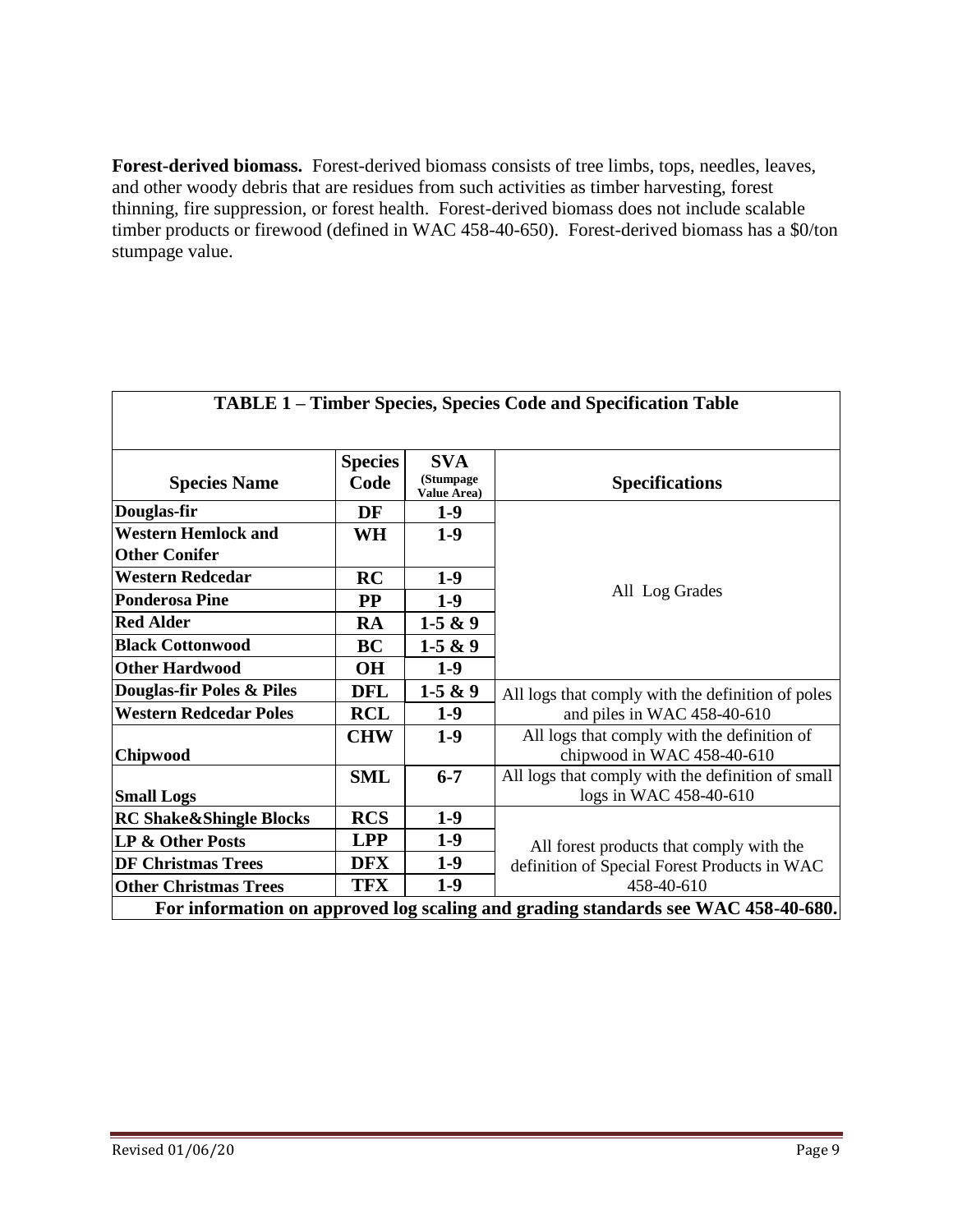**Forest-derived biomass.** Forest-derived biomass consists of tree limbs, tops, needles, leaves, and other woody debris that are residues from such activities as timber harvesting, forest thinning, fire suppression, or forest health. Forest-derived biomass does not include scalable timber products or firewood (defined in WAC 458-40-650). Forest-derived biomass has a $0/ton stumpage value.

**TABLE 1 – Timber Species, Species Code and Specification Table**

| Species Name | Species Code | SVA (Stumpage Value Area) | Specifications |
|---|---|---|---|
| Douglas-fir | DF | 1-9 | All Log Grades |
| Western Hemlock and Other Conifer | WH | 1-9 | |
| Western Redcedar | RC | 1-9 | |
| Ponderosa Pine | PP | 1-9 | |
| Red Alder | RA | 1-5 & 9 | |
| Black Cottonwood | BC | 1-5 & 9 | |
| Other Hardwood | OH | 1-9 | |
| Douglas-fir Poles & Piles | DFL | 1-5 & 9 | All logs that comply with the definition of poles and piles in WAC 458-40-610 |
| Western Redcedar Poles | RCL | 1-9 | |
| Chipwood | CHW | 1-9 | All logs that comply with the definition of chipwood in WAC 458-40-610 |
| Small Logs | SML | 6-7 | All logs that comply with the definition of small logs in WAC 458-40-610 |
| RC Shake&Shingle Blocks | RCS | 1-9 | All forest products that comply with the definition of Special Forest Products in WAC 458-40-610 |
| LP & Other Posts | LPP | 1-9 | |
| DF Christmas Trees | DFX | 1-9 | |
| Other Christmas Trees | TFX | 1-9 | |
| **For information on approved log scaling and grading standards see WAC 458-40-680.** | | | |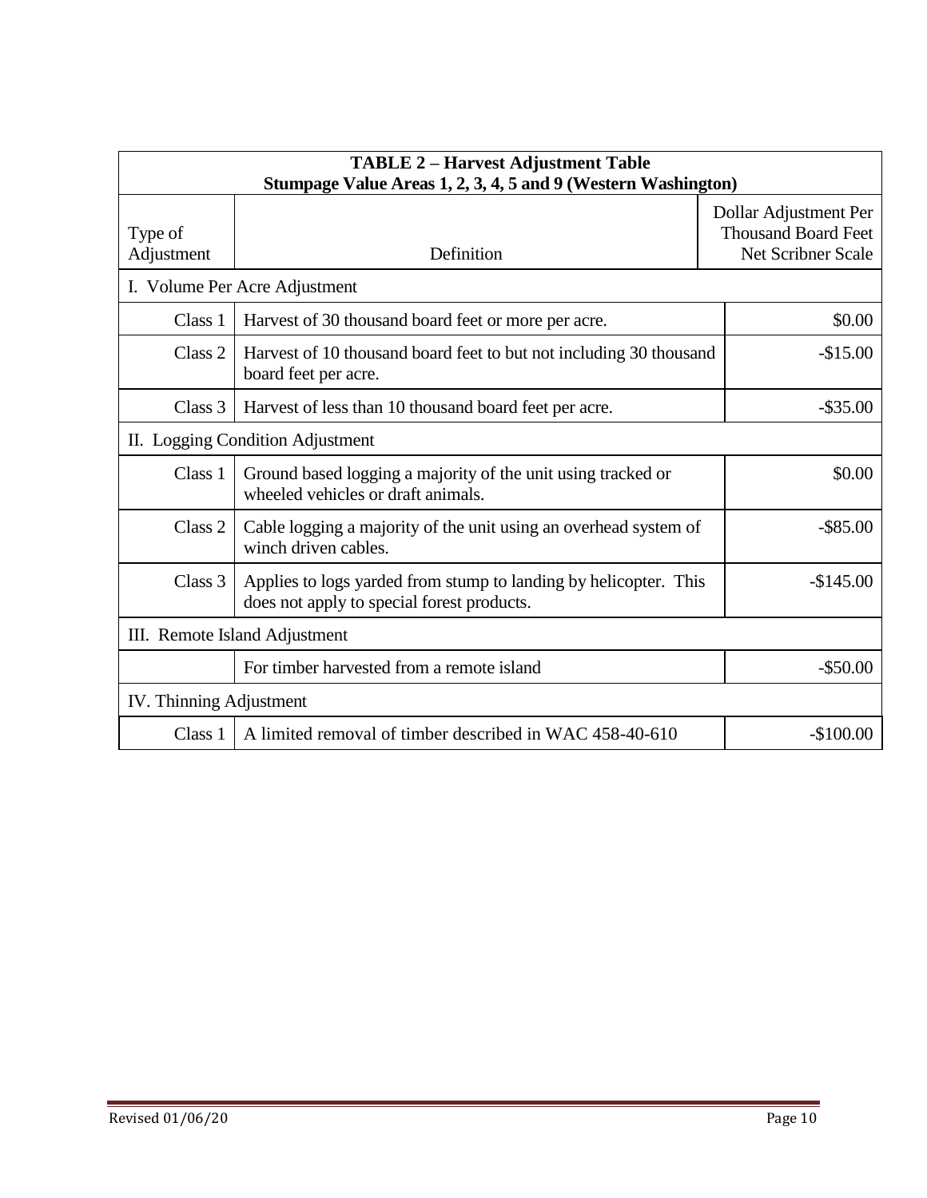| TABLE 2 – Harvest Adjustment Table<br>Stumpage Value Areas 1, 2, 3, 4, 5 and 9 (Western Washington) | | |
|---|---|---|
| Type of Adjustment | Definition | Dollar Adjustment Per Thousand Board Feet Net Scribner Scale |
| I. Volume Per Acre Adjustment | | |
| Class 1 | Harvest of 30 thousand board feet or more per acre. | $0.00 |
| Class 2 | Harvest of 10 thousand board feet to but not including 30 thousand board feet per acre. | -$15.00 |
| Class 3 | Harvest of less than 10 thousand board feet per acre. | -$35.00 |
| II. Logging Condition Adjustment | | |
| Class 1 | Ground based logging a majority of the unit using tracked or wheeled vehicles or draft animals. | $0.00 |
| Class 2 | Cable logging a majority of the unit using an overhead system of winch driven cables. | -$85.00 |
| Class 3 | Applies to logs yarded from stump to landing by helicopter. This does not apply to special forest products. | -$145.00 |
| III. Remote Island Adjustment | | |
| | For timber harvested from a remote island | -$50.00 |
| IV. Thinning Adjustment | | |
| Class 1 | A limited removal of timber described in WAC 458-40-610 | -$100.00 |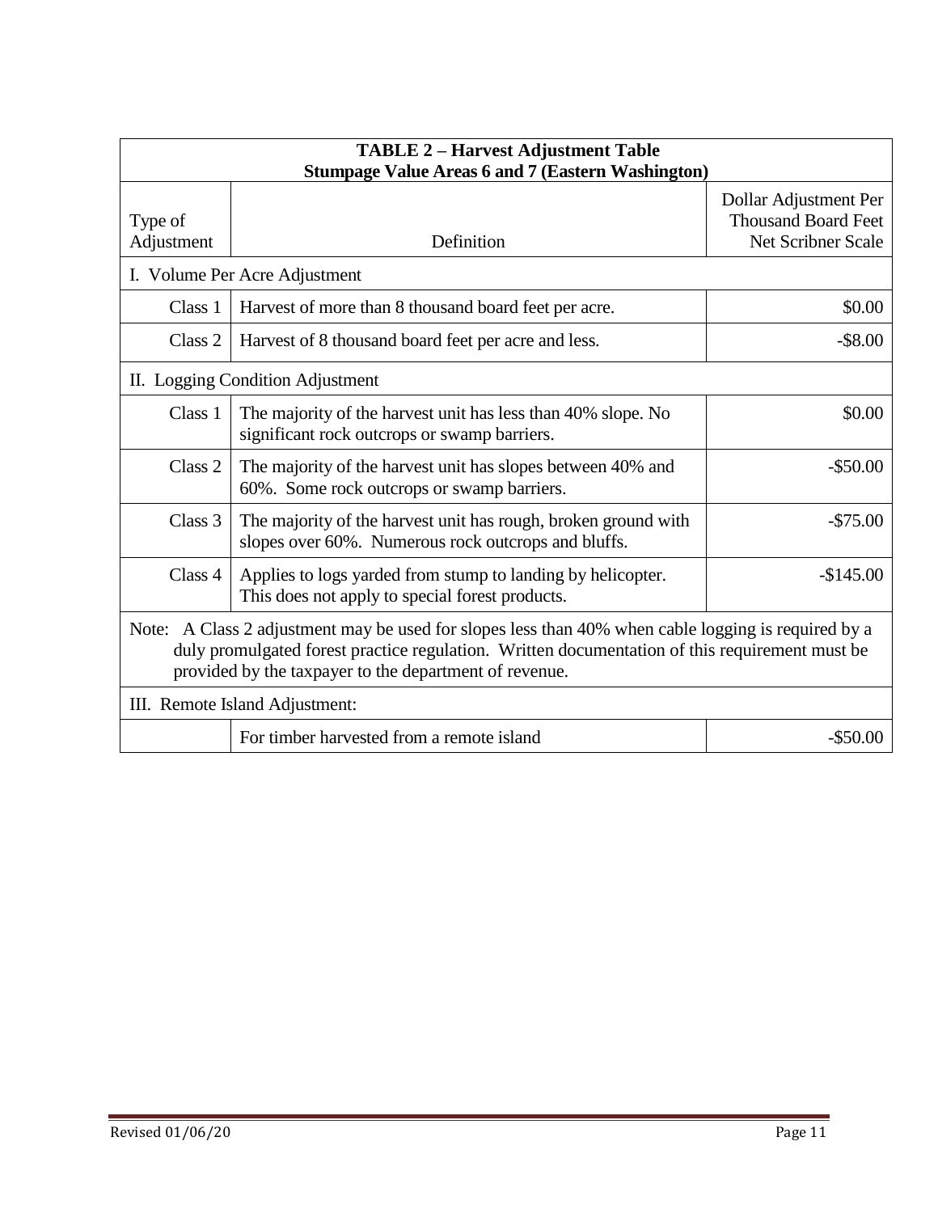| TABLE 2 – Harvest Adjustment Table<br>Stumpage Value Areas 6 and 7 (Eastern Washington) | | |
|---|---|---|
| Type of Adjustment | Definition | Dollar Adjustment Per Thousand Board Feet Net Scribner Scale |
| I. Volume Per Acre Adjustment | | |
| Class 1 | Harvest of more than 8 thousand board feet per acre. | $0.00 |
| Class 2 | Harvest of 8 thousand board feet per acre and less. | -$8.00 |
| II. Logging Condition Adjustment | | |
| Class 1 | The majority of the harvest unit has less than 40% slope. No significant rock outcrops or swamp barriers. | $0.00 |
| Class 2 | The majority of the harvest unit has slopes between 40% and 60%. Some rock outcrops or swamp barriers. | -$50.00 |
| Class 3 | The majority of the harvest unit has rough, broken ground with slopes over 60%. Numerous rock outcrops and bluffs. | -$75.00 |
| Class 4 | Applies to logs yarded from stump to landing by helicopter. This does not apply to special forest products. | -$145.00 |
| Note: A Class 2 adjustment may be used for slopes less than 40% when cable logging is required by a duly promulgated forest practice regulation. Written documentation of this requirement must be provided by the taxpayer to the department of revenue. | | |
| III. Remote Island Adjustment: | | |
| | For timber harvested from a remote island | -$50.00 |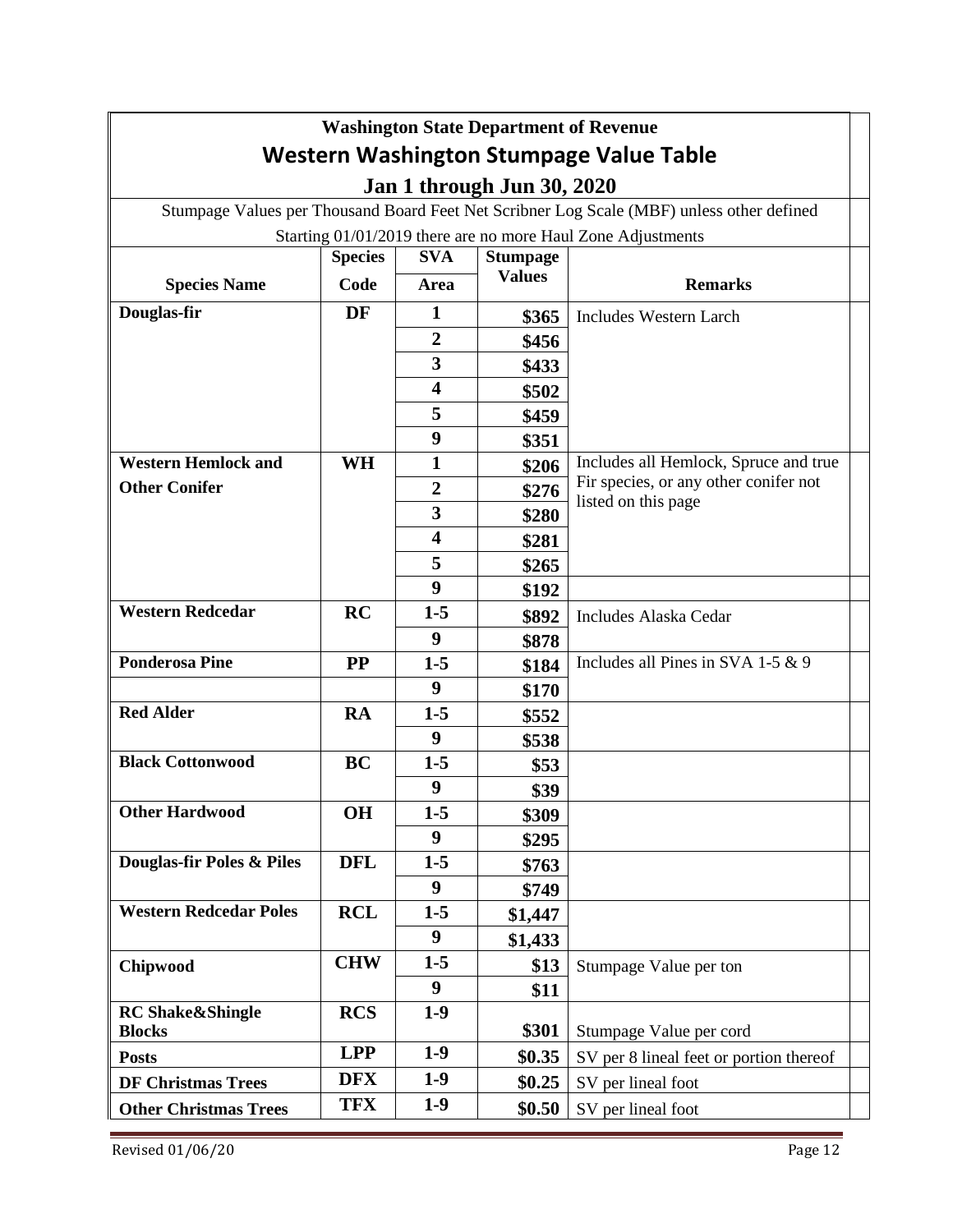**Washington State Department of Revenue**

# Western Washington Stumpage Value Table

## Jan 1 through Jun 30, 2020

Stumpage Values per Thousand Board Feet Net Scribner Log Scale (MBF) unless other defined

Starting 01/01/2019 there are no more Haul Zone Adjustments

| Species Name | Species Code | SVA Area | Stumpage Values | Remarks |
|---|---|---|---|---|
| **Douglas-fir** | **DF** | **1** | **$365** | Includes Western Larch |
| | | **2** | **$456** | |
| | | **3** | **$433** | |
| | | **4** | **$502** | |
| | | **5** | **$459** | |
| | | **9** | **$351** | |
| **Western Hemlock and Other Conifer** | **WH** | **1** | **$206** | Includes all Hemlock, Spruce and true Fir species, or any other conifer not listed on this page |
| | | **2** | **$276** | |
| | | **3** | **$280** | |
| | | **4** | **$281** | |
| | | **5** | **$265** | |
| | | **9** | **$192** | |
| **Western Redcedar** | **RC** | **1-5** | **$892** | Includes Alaska Cedar |
| | | **9** | **$878** | |
| **Ponderosa Pine** | **PP** | **1-5** | **$184** | Includes all Pines in SVA 1-5 & 9 |
| | | **9** | **$170** | |
| **Red Alder** | **RA** | **1-5** | **$552** | |
| | | **9** | **$538** | |
| **Black Cottonwood** | **BC** | **1-5** | **$53** | |
| | | **9** | **$39** | |
| **Other Hardwood** | **OH** | **1-5** | **$309** | |
| | | **9** | **$295** | |
| **Douglas-fir Poles & Piles** | **DFL** | **1-5** | **$763** | |
| | | **9** | **$749** | |
| **Western Redcedar Poles** | **RCL** | **1-5** | **$1,447** | |
| | | **9** | **$1,433** | |
| **Chipwood** | **CHW** | **1-5** | **$13** | Stumpage Value per ton |
| | | **9** | **$11** | |
| **RC Shake&Shingle Blocks** | **RCS** | **1-9** | **$301** | Stumpage Value per cord |
| **Posts** | **LPP** | **1-9** | **$0.35** | SV per 8 lineal feet or portion thereof |
| **DF Christmas Trees** | **DFX** | **1-9** | **$0.25** | SV per lineal foot |
| **Other Christmas Trees** | **TFX** | **1-9** | **$0.50** | SV per lineal foot |

Revised 01/06/20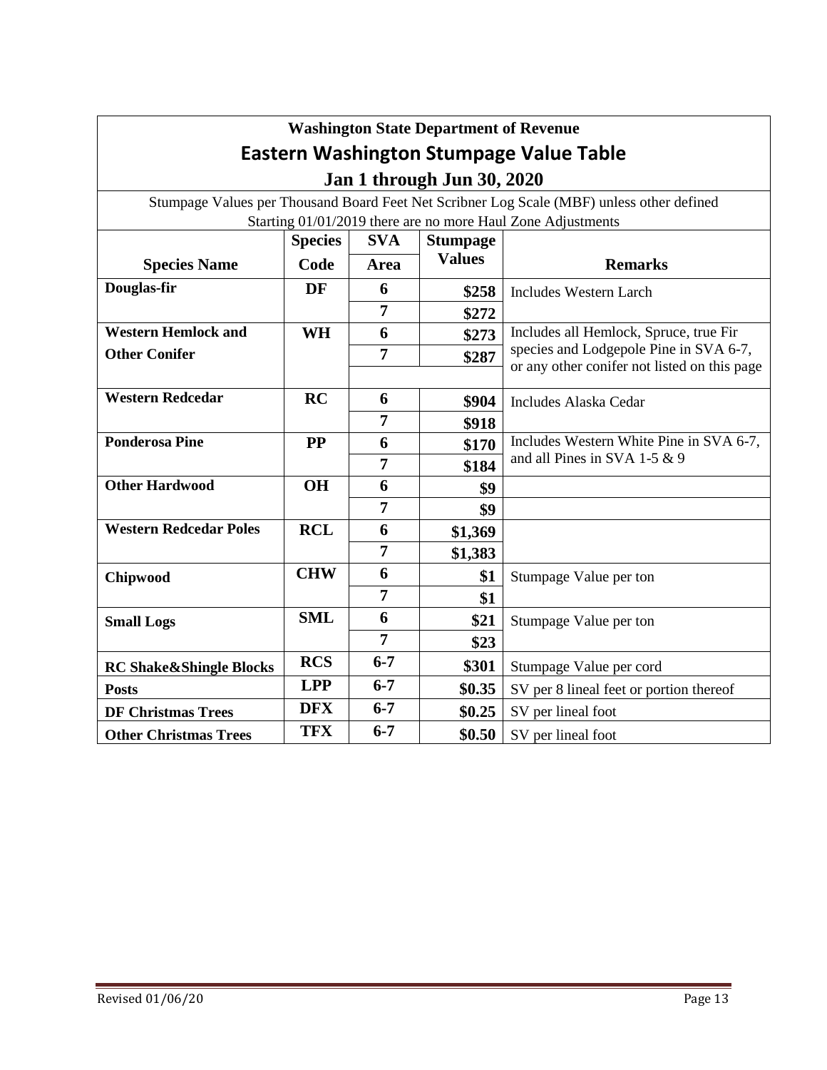**Washington State Department of Revenue**

# Eastern Washington Stumpage Value Table

## Jan 1 through Jun 30, 2020

Stumpage Values per Thousand Board Feet Net Scribner Log Scale (MBF) unless other defined

Starting 01/01/2019 there are no more Haul Zone Adjustments

| Species Name | Species Code | SVA Area | Stumpage Values | Remarks |
|---|---|---|---|---|
| **Douglas-fir** | **DF** | **6** | **$258** | Includes Western Larch |
| | | **7** | **$272** | |
| **Western Hemlock and Other Conifer** | **WH** | **6** | **$273** | Includes all Hemlock, Spruce, true Fir species and Lodgepole Pine in SVA 6-7, or any other conifer not listed on this page |
| | | **7** | **$287** | |
| **Western Redcedar** | **RC** | **6** | **$904** | Includes Alaska Cedar |
| | | **7** | **$918** | |
| **Ponderosa Pine** | **PP** | **6** | **$170** | Includes Western White Pine in SVA 6-7, and all Pines in SVA 1-5 & 9 |
| | | **7** | **$184** | |
| **Other Hardwood** | **OH** | **6** | **$9** | |
| | | **7** | **$9** | |
| **Western Redcedar Poles** | **RCL** | **6** | **$1,369** | |
| | | **7** | **$1,383** | |
| **Chipwood** | **CHW** | **6** | **$1** | Stumpage Value per ton |
| | | **7** | **$1** | |
| **Small Logs** | **SML** | **6** | **$21** | Stumpage Value per ton |
| | | **7** | **$23** | |
| **RC Shake&Shingle Blocks** | **RCS** | **6-7** | **$301** | Stumpage Value per cord |
| **Posts** | **LPP** | **6-7** | **$0.35** | SV per 8 lineal feet or portion thereof |
| **DF Christmas Trees** | **DFX** | **6-7** | **$0.25** | SV per lineal foot |
| **Other Christmas Trees** | **TFX** | **6-7** | **$0.50** | SV per lineal foot |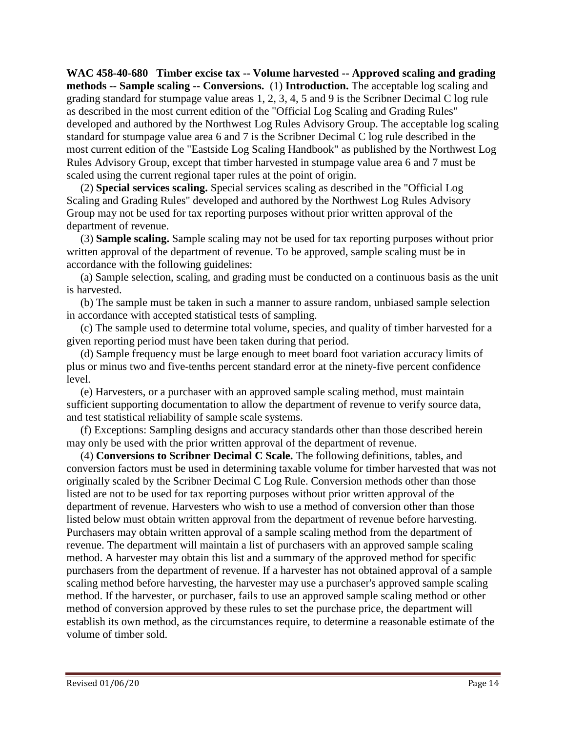**WAC 458-40-680 Timber excise tax -- Volume harvested -- Approved scaling and grading methods -- Sample scaling -- Conversions.** (1) **Introduction.** The acceptable log scaling and grading standard for stumpage value areas 1, 2, 3, 4, 5 and 9 is the Scribner Decimal C log rule as described in the most current edition of the "Official Log Scaling and Grading Rules" developed and authored by the Northwest Log Rules Advisory Group. The acceptable log scaling standard for stumpage value area 6 and 7 is the Scribner Decimal C log rule described in the most current edition of the "Eastside Log Scaling Handbook" as published by the Northwest Log Rules Advisory Group, except that timber harvested in stumpage value area 6 and 7 must be scaled using the current regional taper rules at the point of origin.

(2) **Special services scaling.** Special services scaling as described in the "Official Log Scaling and Grading Rules" developed and authored by the Northwest Log Rules Advisory Group may not be used for tax reporting purposes without prior written approval of the department of revenue.

(3) **Sample scaling.** Sample scaling may not be used for tax reporting purposes without prior written approval of the department of revenue. To be approved, sample scaling must be in accordance with the following guidelines:

(a) Sample selection, scaling, and grading must be conducted on a continuous basis as the unit is harvested.

(b) The sample must be taken in such a manner to assure random, unbiased sample selection in accordance with accepted statistical tests of sampling.

(c) The sample used to determine total volume, species, and quality of timber harvested for a given reporting period must have been taken during that period.

(d) Sample frequency must be large enough to meet board foot variation accuracy limits of plus or minus two and five-tenths percent standard error at the ninety-five percent confidence level.

(e) Harvesters, or a purchaser with an approved sample scaling method, must maintain sufficient supporting documentation to allow the department of revenue to verify source data, and test statistical reliability of sample scale systems.

(f) Exceptions: Sampling designs and accuracy standards other than those described herein may only be used with the prior written approval of the department of revenue.

(4) **Conversions to Scribner Decimal C Scale.** The following definitions, tables, and conversion factors must be used in determining taxable volume for timber harvested that was not originally scaled by the Scribner Decimal C Log Rule. Conversion methods other than those listed are not to be used for tax reporting purposes without prior written approval of the department of revenue. Harvesters who wish to use a method of conversion other than those listed below must obtain written approval from the department of revenue before harvesting. Purchasers may obtain written approval of a sample scaling method from the department of revenue. The department will maintain a list of purchasers with an approved sample scaling method. A harvester may obtain this list and a summary of the approved method for specific purchasers from the department of revenue. If a harvester has not obtained approval of a sample scaling method before harvesting, the harvester may use a purchaser's approved sample scaling method. If the harvester, or purchaser, fails to use an approved sample scaling method or other method of conversion approved by these rules to set the purchase price, the department will establish its own method, as the circumstances require, to determine a reasonable estimate of the volume of timber sold.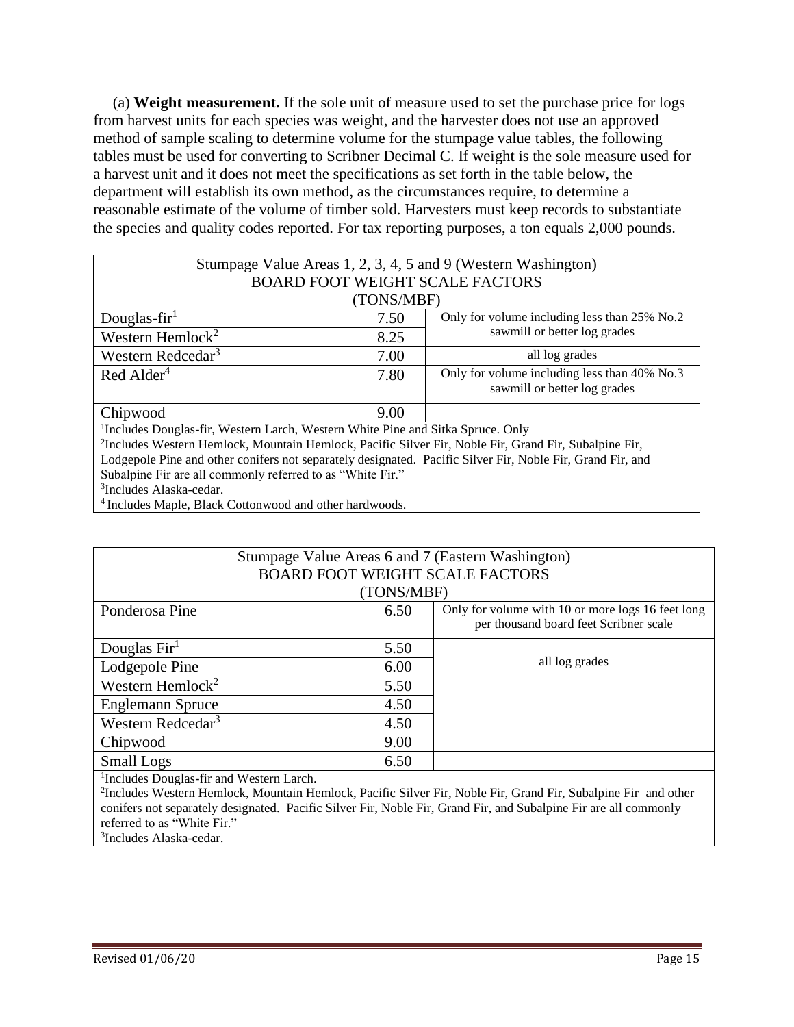(a) **Weight measurement.** If the sole unit of measure used to set the purchase price for logs from harvest units for each species was weight, and the harvester does not use an approved method of sample scaling to determine volume for the stumpage value tables, the following tables must be used for converting to Scribner Decimal C. If weight is the sole measure used for a harvest unit and it does not meet the specifications as set forth in the table below, the department will establish its own method, as the circumstances require, to determine a reasonable estimate of the volume of timber sold. Harvesters must keep records to substantiate the species and quality codes reported. For tax reporting purposes, a ton equals 2,000 pounds.

| Stumpage Value Areas 1, 2, 3, 4, 5 and 9 (Western Washington) BOARD FOOT WEIGHT SCALE FACTORS (TONS/MBF) | | |
|---|---|---|
| Douglas-fir[1] | 7.50 | Only for volume including less than 25% No.2 sawmill or better log grades |
| Western Hemlock[2] | 8.25 | |
| Western Redcedar[3] | 7.00 | all log grades |
| Red Alder[4] | 7.80 | Only for volume including less than 40% No.3 sawmill or better log grades |
| Chipwood | 9.00 | |

[1]Includes Douglas-fir, Western Larch, Western White Pine and Sitka Spruce. Only
[2]Includes Western Hemlock, Mountain Hemlock, Pacific Silver Fir, Noble Fir, Grand Fir, Subalpine Fir, Lodgepole Pine and other conifers not separately designated. Pacific Silver Fir, Noble Fir, Grand Fir, and Subalpine Fir are all commonly referred to as "White Fir."
[3]Includes Alaska-cedar.
[4]Includes Maple, Black Cottonwood and other hardwoods.

| Stumpage Value Areas 6 and 7 (Eastern Washington) BOARD FOOT WEIGHT SCALE FACTORS (TONS/MBF) | | |
|---|---|---|
| Ponderosa Pine | 6.50 | Only for volume with 10 or more logs 16 feet long per thousand board feet Scribner scale |
| Douglas Fir[1] | 5.50 | all log grades |
| Lodgepole Pine | 6.00 | |
| Western Hemlock[2] | 5.50 | |
| Englemann Spruce | 4.50 | |
| Western Redcedar[3] | 4.50 | |
| Chipwood | 9.00 | |
| Small Logs | 6.50 | |

[1]Includes Douglas-fir and Western Larch.
[2]Includes Western Hemlock, Mountain Hemlock, Pacific Silver Fir, Noble Fir, Grand Fir, Subalpine Fir and other conifers not separately designated. Pacific Silver Fir, Noble Fir, Grand Fir, and Subalpine Fir are all commonly referred to as "White Fir."
[3]Includes Alaska-cedar.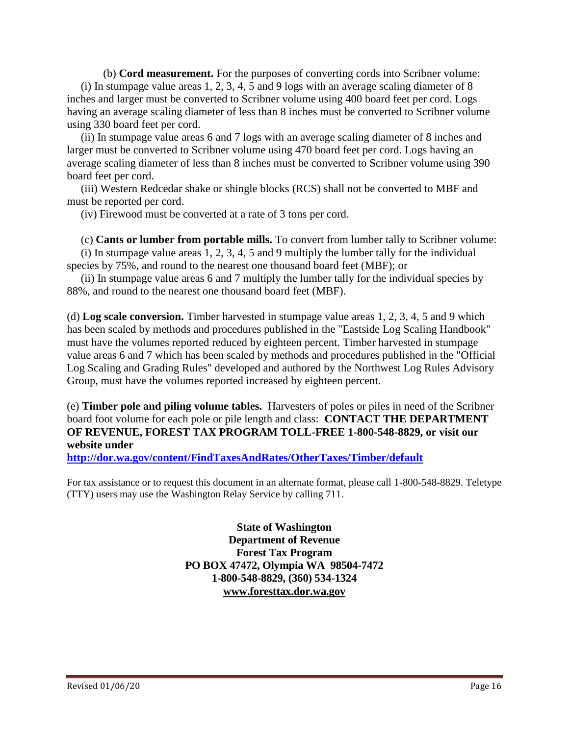(b) **Cord measurement.** For the purposes of converting cords into Scribner volume:

(i) In stumpage value areas 1, 2, 3, 4, 5 and 9 logs with an average scaling diameter of 8 inches and larger must be converted to Scribner volume using 400 board feet per cord. Logs having an average scaling diameter of less than 8 inches must be converted to Scribner volume using 330 board feet per cord.

(ii) In stumpage value areas 6 and 7 logs with an average scaling diameter of 8 inches and larger must be converted to Scribner volume using 470 board feet per cord. Logs having an average scaling diameter of less than 8 inches must be converted to Scribner volume using 390 board feet per cord.

(iii) Western Redcedar shake or shingle blocks (RCS) shall not be converted to MBF and must be reported per cord.

(iv) Firewood must be converted at a rate of 3 tons per cord.

(c) **Cants or lumber from portable mills.** To convert from lumber tally to Scribner volume:

(i) In stumpage value areas 1, 2, 3, 4, 5 and 9 multiply the lumber tally for the individual species by 75%, and round to the nearest one thousand board feet (MBF); or

(ii) In stumpage value areas 6 and 7 multiply the lumber tally for the individual species by 88%, and round to the nearest one thousand board feet (MBF).

(d) **Log scale conversion.** Timber harvested in stumpage value areas 1, 2, 3, 4, 5 and 9 which has been scaled by methods and procedures published in the "Eastside Log Scaling Handbook" must have the volumes reported reduced by eighteen percent. Timber harvested in stumpage value areas 6 and 7 which has been scaled by methods and procedures published in the "Official Log Scaling and Grading Rules" developed and authored by the Northwest Log Rules Advisory Group, must have the volumes reported increased by eighteen percent.

(e) **Timber pole and piling volume tables.** Harvesters of poles or piles in need of the Scribner board foot volume for each pole or pile length and class: **CONTACT THE DEPARTMENT OF REVENUE, FOREST TAX PROGRAM TOLL-FREE 1-800-548-8829, or visit our website under**
**http://dor.wa.gov/content/FindTaxesAndRates/OtherTaxes/Timber/default**

For tax assistance or to request this document in an alternate format, please call 1-800-548-8829. Teletype (TTY) users may use the Washington Relay Service by calling 711.

**State of Washington**
**Department of Revenue**
**Forest Tax Program**
**PO BOX 47472, Olympia WA 98504-7472**
**1-800-548-8829, (360) 534-1324**
**www.foresttax.dor.wa.gov**

Revised 01/06/20